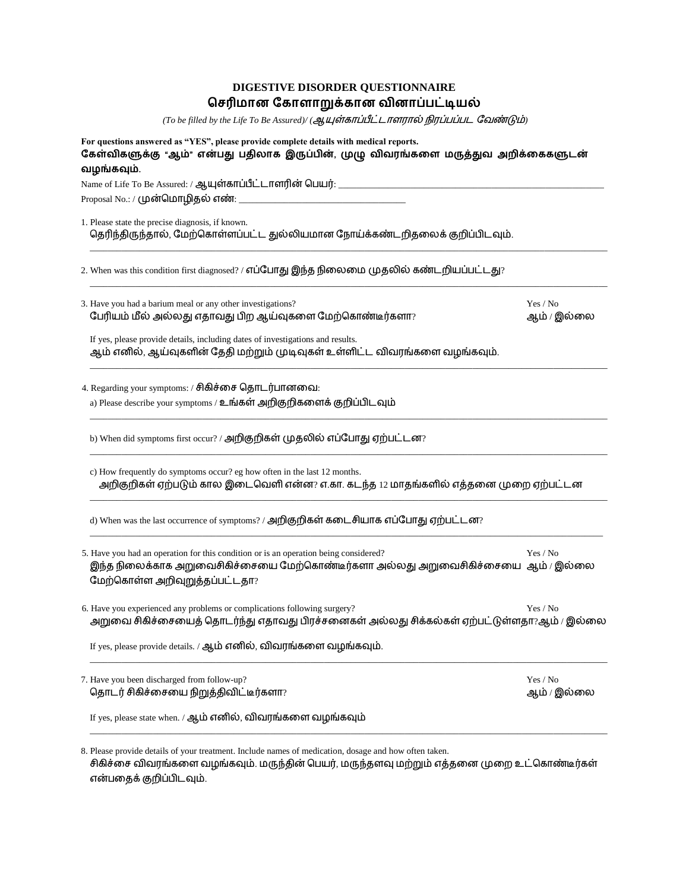# DIGESTIVE DISORDER QUESTIONNAIRE
## செரிமான கோளாறுக்கான வினாப்பட்டியல்

*(To be filled by the Life To Be Assured)/ (ஆயுள்காப்பீட்டாளரால் நிரப்பப்பட வேண்டும்)*

**For questions answered as "YES", please provide complete details with medical reports.**
**கேள்விகளுக்கு "ஆம்" என்பது பதிலாக இருப்பின், முழு விவரங்களை மருத்துவ அறிக்கைகளுடன் வழங்கவும்.**

Name of Life To Be Assured: / ஆயுள்காப்பீட்டாளரின் பெயர்: ______________________________

Proposal No.: / முன்மொழிதல் எண்: ______________________________

1. Please state the precise diagnosis, if known.
   தெரிந்திருந்தால், மேற்கொள்ளப்பட்ட துல்லியமான நோய்க்கண்டறிதலைக் குறிப்பிடவும்.

   ______________________________

2. When was this condition first diagnosed? / எப்போது இந்த நிலைமை முதலில் கண்டறியப்பட்டது?

   ______________________________

3. Have you had a barium meal or any other investigations? — Yes / No
   பேரியம் மீல் அல்லது எதாவது பிற ஆய்வுகளை மேற்கொண்டீர்களா? — ஆம் / இல்லை

   If yes, please provide details, including dates of investigations and results.
   ஆம் எனில், ஆய்வுகளின் தேதி மற்றும் முடிவுகள் உள்ளிட்ட விவரங்களை வழங்கவும்.

   ______________________________

4. Regarding your symptoms: / சிகிச்சை தொடர்பானவை:

   a) Please describe your symptoms / உங்கள் அறிகுறிகளைக் குறிப்பிடவும்

   ______________________________

   b) When did symptoms first occur? / அறிகுறிகள் முதலில் எப்போது ஏற்பட்டன?

   ______________________________

   c) How frequently do symptoms occur? eg how often in the last 12 months.
   அறிகுறிகள் ஏற்படும் கால இடைவெளி என்ன? எ.கா. கடந்த 12 மாதங்களில் எத்தனை முறை ஏற்பட்டன

   ______________________________

   d) When was the last occurrence of symptoms? / அறிகுறிகள் கடைசியாக எப்போது ஏற்பட்டன?

   ______________________________

5. Have you had an operation for this condition or is an operation being considered? — Yes / No
   இந்த நிலைக்காக அறுவைசிகிச்சையை மேற்கொண்டீர்களா அல்லது அறுவைசிகிச்சையை மேற்கொள்ள அறிவுறுத்தப்பட்டதா? — ஆம் / இல்லை

6. Have you experienced any problems or complications following surgery? — Yes / No
   அறுவை சிகிச்சையைத் தொடர்ந்து எதாவது பிரச்சனைகள் அல்லது சிக்கல்கள் ஏற்பட்டுள்ளதா? — ஆம் / இல்லை

   If yes, please provide details. / ஆம் எனில், விவரங்களை வழங்கவும்.

   ______________________________

7. Have you been discharged from follow-up? — Yes / No
   தொடர் சிகிச்சையை நிறுத்திவிட்டீர்களா? — ஆம் / இல்லை

   If yes, please state when. / ஆம் எனில், விவரங்களை வழங்கவும்

   ______________________________

8. Please provide details of your treatment. Include names of medication, dosage and how often taken.
   சிகிச்சை விவரங்களை வழங்கவும். மருந்தின் பெயர், மருந்தளவு மற்றும் எத்தனை முறை உட்கொண்டீர்கள் என்பதைக் குறிப்பிடவும்.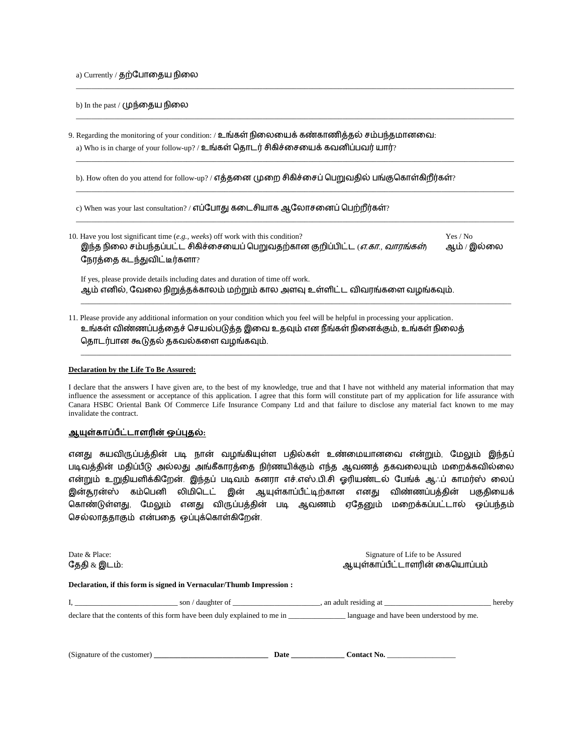a) Currently / தற்போதைய நிலை

___

b) In the past / முந்தைய நிலை

___

9. Regarding the monitoring of your condition: / உங்கள் நிலையைக் கண்காணித்தல் சம்பந்தமானவை:

   a) Who is in charge of your follow-up? / உங்கள் தொடர் சிகிச்சையைக் கவனிப்பவர் யார்?

   ___

   b). How often do you attend for follow-up? / எத்தனை முறை சிகிச்சைப் பெறுவதில் பங்குகொள்கிறீர்கள்?

   ___

   c) When was your last consultation? / எப்போது கடைசியாக ஆலோசனைப் பெற்றீர்கள்?

   ___

10. Have you lost significant time (*e.g., weeks*) off work with this condition? இந்த நிலை சம்பந்தப்பட்ட சிகிச்சையைப் பெறுவதற்கான குறிப்பிட்ட (*எ.கா., வாரங்கள்*) நேரத்தை கடந்துவிட்டீர்களா? — Yes / No ஆம் / இல்லை

    If yes, please provide details including dates and duration of time off work.
    ஆம் எனில், வேலை நிறுத்தக்காலம் மற்றும் கால அளவு உள்ளிட்ட விவரங்களை வழங்கவும்.

    ___

11. Please provide any additional information on your condition which you feel will be helpful in processing your application.
    உங்கள் விண்ணப்பத்தைச் செயல்படுத்த இவை உதவும் என நீங்கள் நினைக்கும், உங்கள் நிலைத் தொடர்பான கூடுதல் தகவல்களை வழங்கவும்.

    ___

**Declaration by the Life To Be Assured:**

I declare that the answers I have given are, to the best of my knowledge, true and that I have not withheld any material information that may influence the assessment or acceptance of this application. I agree that this form will constitute part of my application for life assurance with Canara HSBC Oriental Bank Of Commerce Life Insurance Company Ltd and that failure to disclose any material fact known to me may invalidate the contract.

**ஆயுள்காப்பீட்டாளரின் ஒப்புதல்:**

எனது சுயவிருப்பத்தின் படி நான் வழங்கியுள்ள பதில்கள் உண்மையானவை என்றும், மேலும் இந்தப் படிவத்தின் மதிப்பீடு அல்லது அங்கீகாரத்தை நிர்ணயிக்கும் எந்த ஆவணத் தகவலையும் மறைக்கவில்லை என்றும் உறுதியளிக்கிறேன். இந்தப் படிவம் கனரா எச்.எஸ்.பி.சி ஓரியண்டல் பேங்க் ஆ்ப் காமர்ஸ் லைப் இன்சூரன்ஸ் கம்பெனி லிமிடெட் இன் ஆயுள்காப்பீட்டிற்கான எனது விண்ணப்பத்தின் பகுதியைக் கொண்டுள்ளது, மேலும் எனது விருப்பத்தின் படி ஆவணம் ஏதேனும் மறைக்கப்பட்டால் ஒப்பந்தம் செல்லாததாகும் என்பதை ஒப்புக்கொள்கிறேன்.

Date & Place:
தேதி & இடம்:

Signature of Life to be Assured
ஆயுள்காப்பீட்டாளரின் கையொப்பம்

**Declaration, if this form is signed in Vernacular/Thumb Impression :**

I, __________________________ son / daughter of ______________________, an adult residing at ___________________________ hereby declare that the contents of this form have been duly explained to me in _______________ language and have been understood by me.

(Signature of the customer) ______________________________ **Date** ______________ **Contact No.** __________________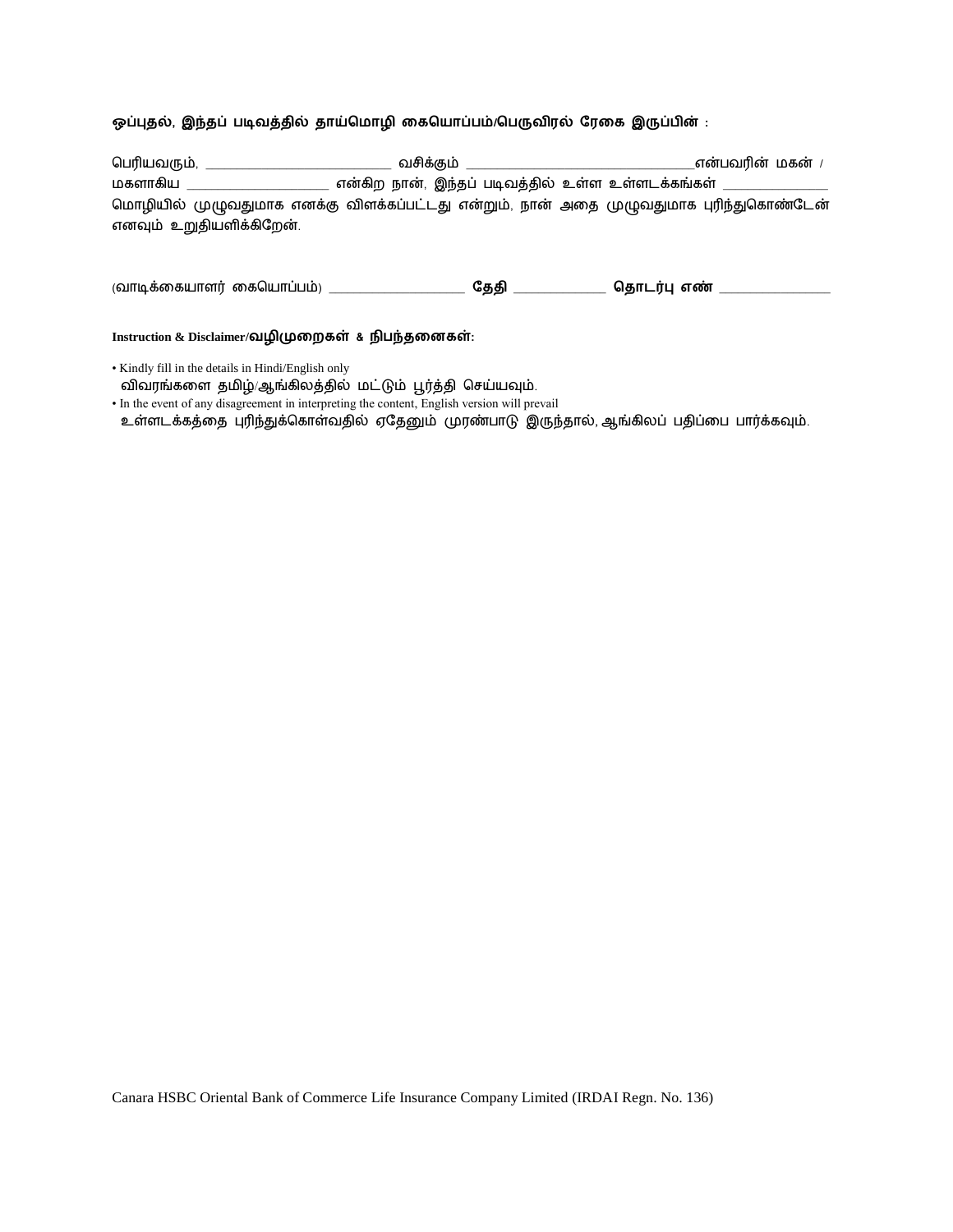**ஒப்புதல், இந்தப் படிவத்தில் தாய்மொழி கையொப்பம்/பெருவிரல் ரேகை இருப்பின் :**

பெரியவரும், ________________________ வசிக்கும் _____________________________என்பவரின் மகன் / மகளாகிய __________________ என்கிற நான், இந்தப் படிவத்தில் உள்ள உள்ளடக்கங்கள் _____________ மொழியில் முழுவதுமாக எனக்கு விளக்கப்பட்டது என்றும், நான் அதை முழுவதுமாக புரிந்துகொண்டேன் எனவும் உறுதியளிக்கிறேன்.

(வாடிக்கையாளர் கையொப்பம்) _________________ **தேதி** ___________ **தொடர்பு எண்** ______________

**Instruction & Disclaimer/வழிமுறைகள் & நிபந்தனைகள்:**

- Kindly fill in the details in Hindi/English only
  விவரங்களை தமிழ்/ஆங்கிலத்தில் மட்டும் பூர்த்தி செய்யவும்.
- In the event of any disagreement in interpreting the content, English version will prevail
  உள்ளடக்கத்தை புரிந்துக்கொள்வதில் ஏதேனும் முரண்பாடு இருந்தால், ஆங்கிலப் பதிப்பை பார்க்கவும்.

Canara HSBC Oriental Bank of Commerce Life Insurance Company Limited (IRDAI Regn. No. 136)